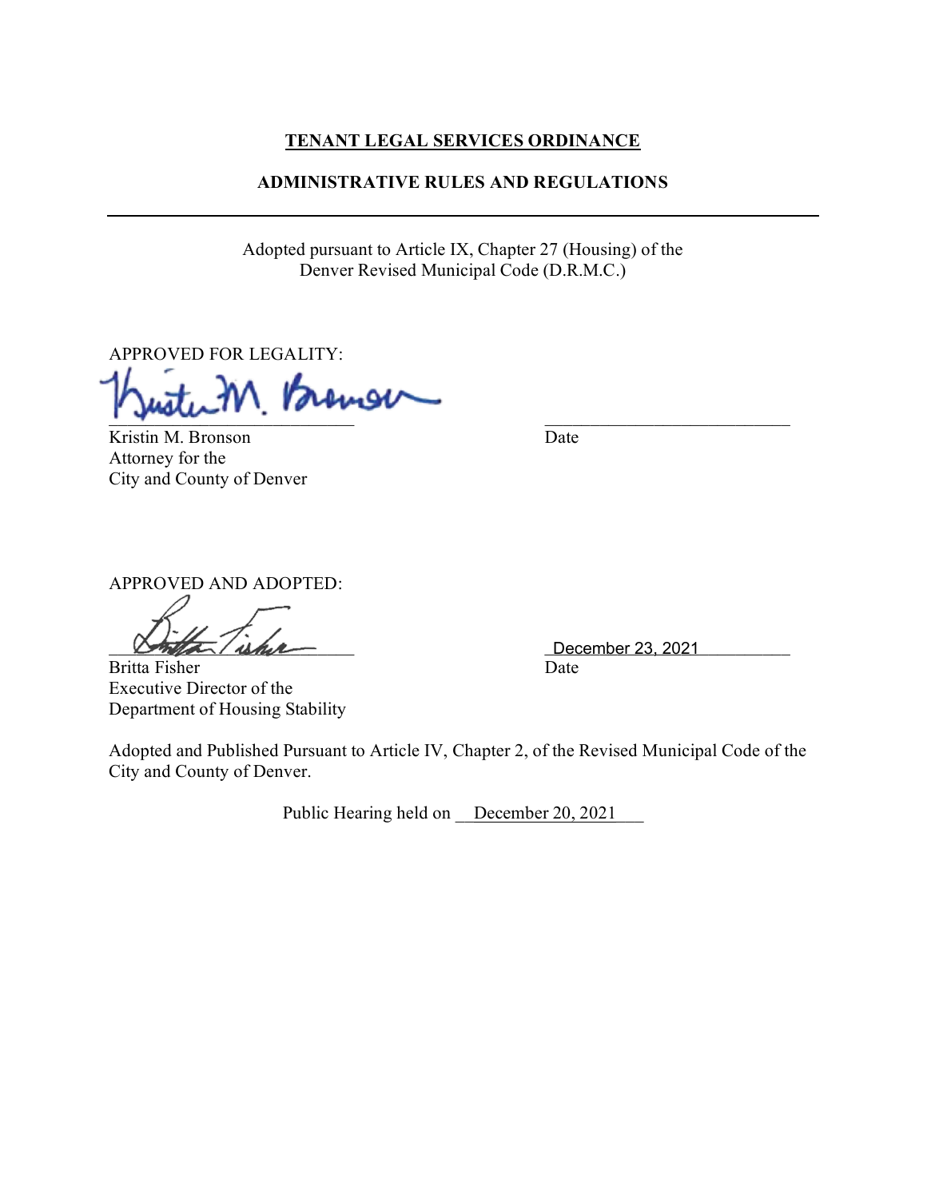# TENANT LEGAL SERVICES ORDINANCE

## ADMINISTRATIVE RULES AND REGULATIONS

---

Adopted pursuant to Article IX, Chapter 27 (Housing) of the Denver Revised Municipal Code (D.R.M.C.)

APPROVED FOR LEGALITY:

Kristin M. Bronson
Attorney for the
City and County of Denver

Date: ____________________

APPROVED AND ADOPTED:

Britta Fisher
Executive Director of the
Department of Housing Stability

Date: December 23, 2021

Adopted and Published Pursuant to Article IV, Chapter 2, of the Revised Municipal Code of the City and County of Denver.

Public Hearing held on December 20, 2021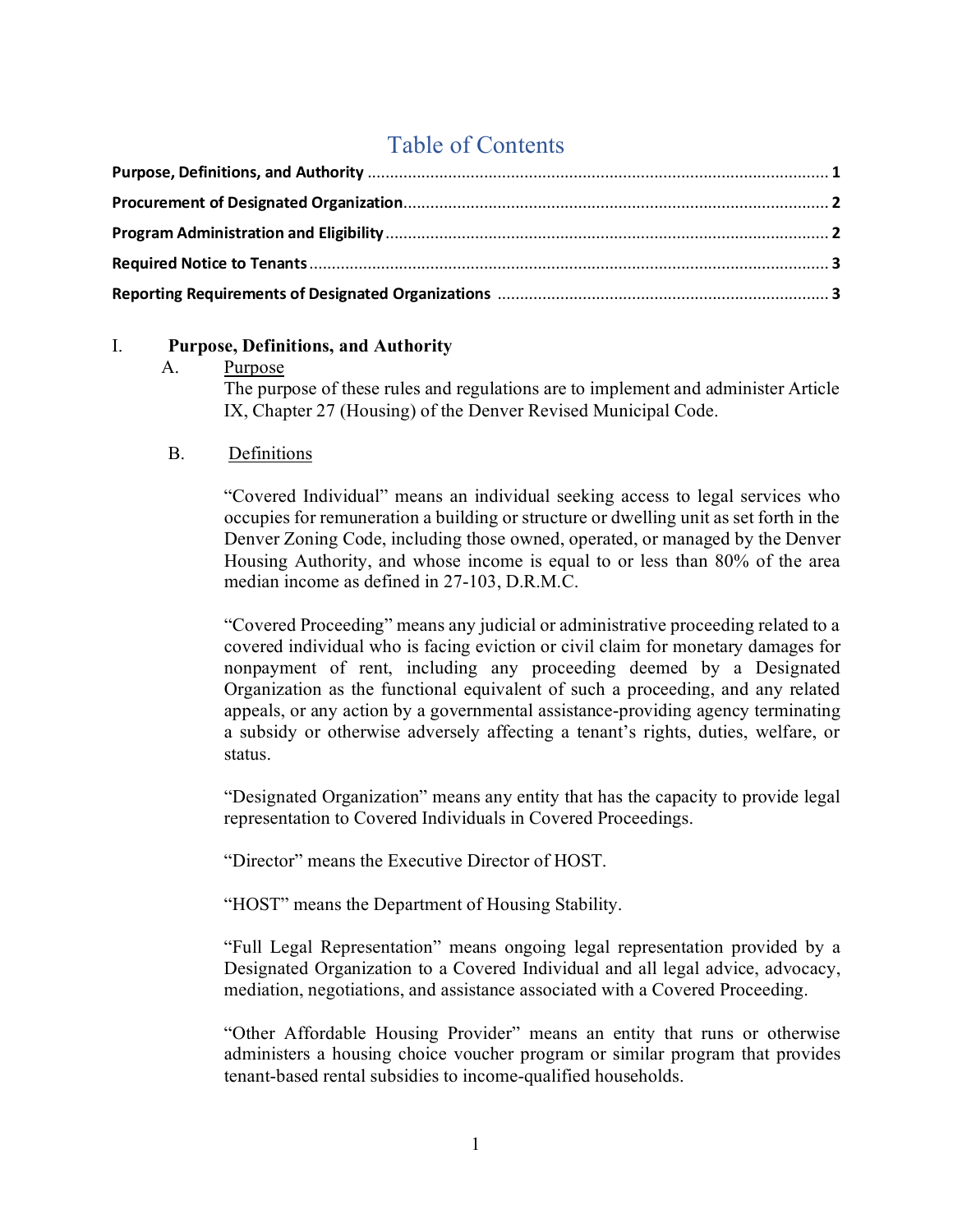# Table of Contents

**Purpose, Definitions, and Authority** ........................................................................................ **1**

**Procurement of Designated Organization**.................................................................................. **2**

**Program Administration and Eligibility** ..................................................................................... **2**

**Required Notice to Tenants** ....................................................................................................... **3**

**Reporting Requirements of Designated Organizations** ........................................................... **3**

## I. Purpose, Definitions, and Authority

### A. Purpose

The purpose of these rules and regulations are to implement and administer Article IX, Chapter 27 (Housing) of the Denver Revised Municipal Code.

### B. Definitions

"Covered Individual" means an individual seeking access to legal services who occupies for remuneration a building or structure or dwelling unit as set forth in the Denver Zoning Code, including those owned, operated, or managed by the Denver Housing Authority, and whose income is equal to or less than 80% of the area median income as defined in 27-103, D.R.M.C.

"Covered Proceeding" means any judicial or administrative proceeding related to a covered individual who is facing eviction or civil claim for monetary damages for nonpayment of rent, including any proceeding deemed by a Designated Organization as the functional equivalent of such a proceeding, and any related appeals, or any action by a governmental assistance-providing agency terminating a subsidy or otherwise adversely affecting a tenant's rights, duties, welfare, or status.

"Designated Organization" means any entity that has the capacity to provide legal representation to Covered Individuals in Covered Proceedings.

"Director" means the Executive Director of HOST.

"HOST" means the Department of Housing Stability.

"Full Legal Representation" means ongoing legal representation provided by a Designated Organization to a Covered Individual and all legal advice, advocacy, mediation, negotiations, and assistance associated with a Covered Proceeding.

"Other Affordable Housing Provider" means an entity that runs or otherwise administers a housing choice voucher program or similar program that provides tenant-based rental subsidies to income-qualified households.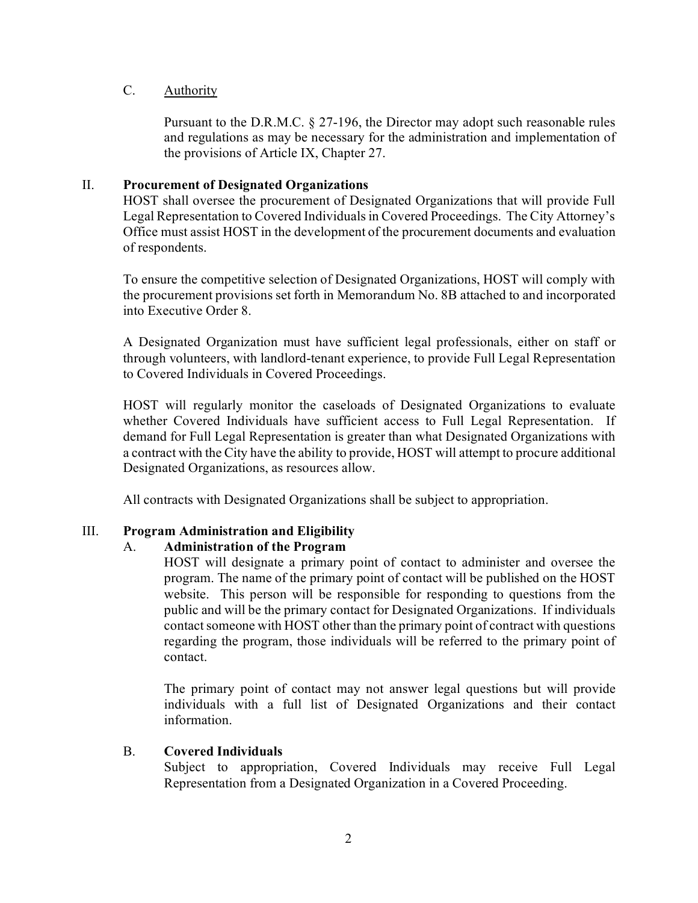C. <u>Authority</u>

Pursuant to the D.R.M.C. § 27-196, the Director may adopt such reasonable rules and regulations as may be necessary for the administration and implementation of the provisions of Article IX, Chapter 27.

## II. Procurement of Designated Organizations

HOST shall oversee the procurement of Designated Organizations that will provide Full Legal Representation to Covered Individuals in Covered Proceedings. The City Attorney's Office must assist HOST in the development of the procurement documents and evaluation of respondents.

To ensure the competitive selection of Designated Organizations, HOST will comply with the procurement provisions set forth in Memorandum No. 8B attached to and incorporated into Executive Order 8.

A Designated Organization must have sufficient legal professionals, either on staff or through volunteers, with landlord-tenant experience, to provide Full Legal Representation to Covered Individuals in Covered Proceedings.

HOST will regularly monitor the caseloads of Designated Organizations to evaluate whether Covered Individuals have sufficient access to Full Legal Representation. If demand for Full Legal Representation is greater than what Designated Organizations with a contract with the City have the ability to provide, HOST will attempt to procure additional Designated Organizations, as resources allow.

All contracts with Designated Organizations shall be subject to appropriation.

## III. Program Administration and Eligibility

### A. Administration of the Program

HOST will designate a primary point of contact to administer and oversee the program. The name of the primary point of contact will be published on the HOST website. This person will be responsible for responding to questions from the public and will be the primary contact for Designated Organizations. If individuals contact someone with HOST other than the primary point of contract with questions regarding the program, those individuals will be referred to the primary point of contact.

The primary point of contact may not answer legal questions but will provide individuals with a full list of Designated Organizations and their contact information.

### B. Covered Individuals

Subject to appropriation, Covered Individuals may receive Full Legal Representation from a Designated Organization in a Covered Proceeding.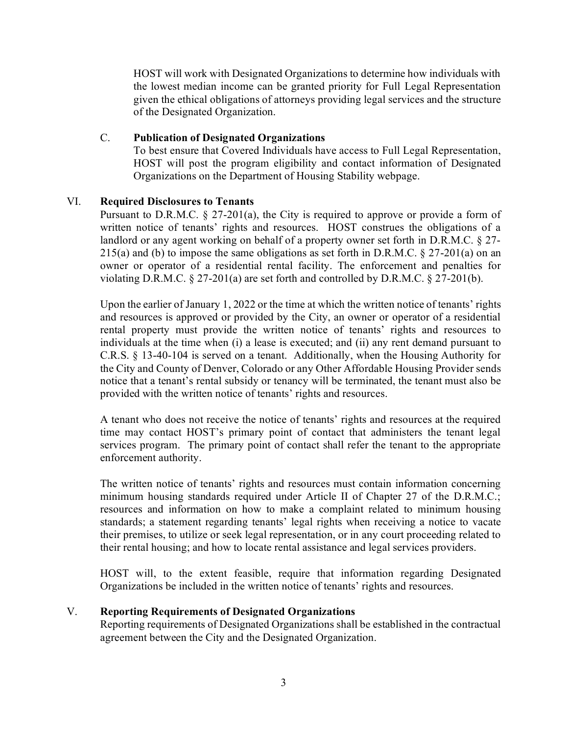HOST will work with Designated Organizations to determine how individuals with the lowest median income can be granted priority for Full Legal Representation given the ethical obligations of attorneys providing legal services and the structure of the Designated Organization.

### C. **Publication of Designated Organizations**

To best ensure that Covered Individuals have access to Full Legal Representation, HOST will post the program eligibility and contact information of Designated Organizations on the Department of Housing Stability webpage.

## VI. **Required Disclosures to Tenants**

Pursuant to D.R.M.C. § 27-201(a), the City is required to approve or provide a form of written notice of tenants' rights and resources. HOST construes the obligations of a landlord or any agent working on behalf of a property owner set forth in D.R.M.C. § 27-215(a) and (b) to impose the same obligations as set forth in D.R.M.C. § 27-201(a) on an owner or operator of a residential rental facility. The enforcement and penalties for violating D.R.M.C. § 27-201(a) are set forth and controlled by D.R.M.C. § 27-201(b).

Upon the earlier of January 1, 2022 or the time at which the written notice of tenants' rights and resources is approved or provided by the City, an owner or operator of a residential rental property must provide the written notice of tenants' rights and resources to individuals at the time when (i) a lease is executed; and (ii) any rent demand pursuant to C.R.S. § 13-40-104 is served on a tenant. Additionally, when the Housing Authority for the City and County of Denver, Colorado or any Other Affordable Housing Provider sends notice that a tenant's rental subsidy or tenancy will be terminated, the tenant must also be provided with the written notice of tenants' rights and resources.

A tenant who does not receive the notice of tenants' rights and resources at the required time may contact HOST's primary point of contact that administers the tenant legal services program. The primary point of contact shall refer the tenant to the appropriate enforcement authority.

The written notice of tenants' rights and resources must contain information concerning minimum housing standards required under Article II of Chapter 27 of the D.R.M.C.; resources and information on how to make a complaint related to minimum housing standards; a statement regarding tenants' legal rights when receiving a notice to vacate their premises, to utilize or seek legal representation, or in any court proceeding related to their rental housing; and how to locate rental assistance and legal services providers.

HOST will, to the extent feasible, require that information regarding Designated Organizations be included in the written notice of tenants' rights and resources.

## V. **Reporting Requirements of Designated Organizations**

Reporting requirements of Designated Organizations shall be established in the contractual agreement between the City and the Designated Organization.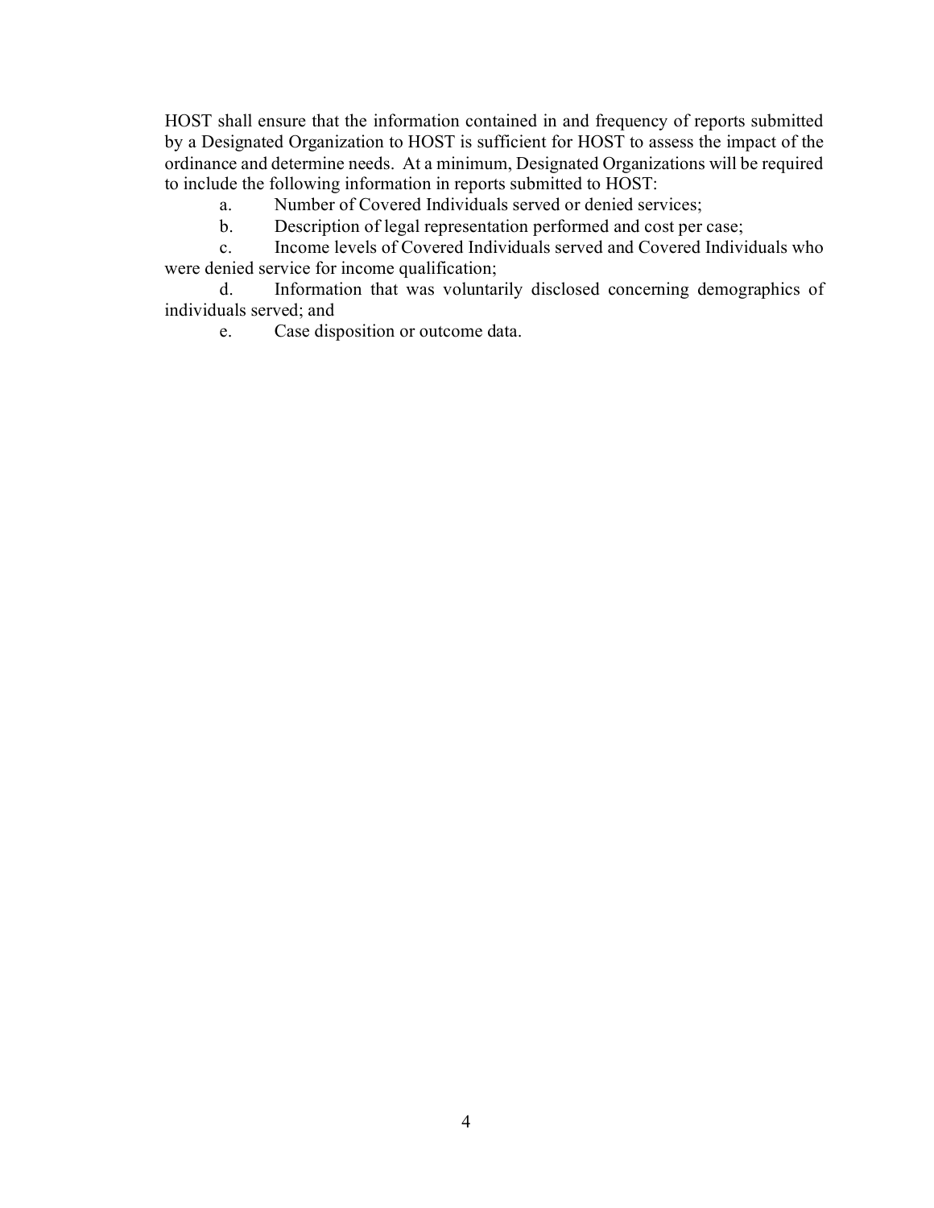HOST shall ensure that the information contained in and frequency of reports submitted by a Designated Organization to HOST is sufficient for HOST to assess the impact of the ordinance and determine needs. At a minimum, Designated Organizations will be required to include the following information in reports submitted to HOST:

a. Number of Covered Individuals served or denied services;

b. Description of legal representation performed and cost per case;

c. Income levels of Covered Individuals served and Covered Individuals who were denied service for income qualification;

d. Information that was voluntarily disclosed concerning demographics of individuals served; and

e. Case disposition or outcome data.